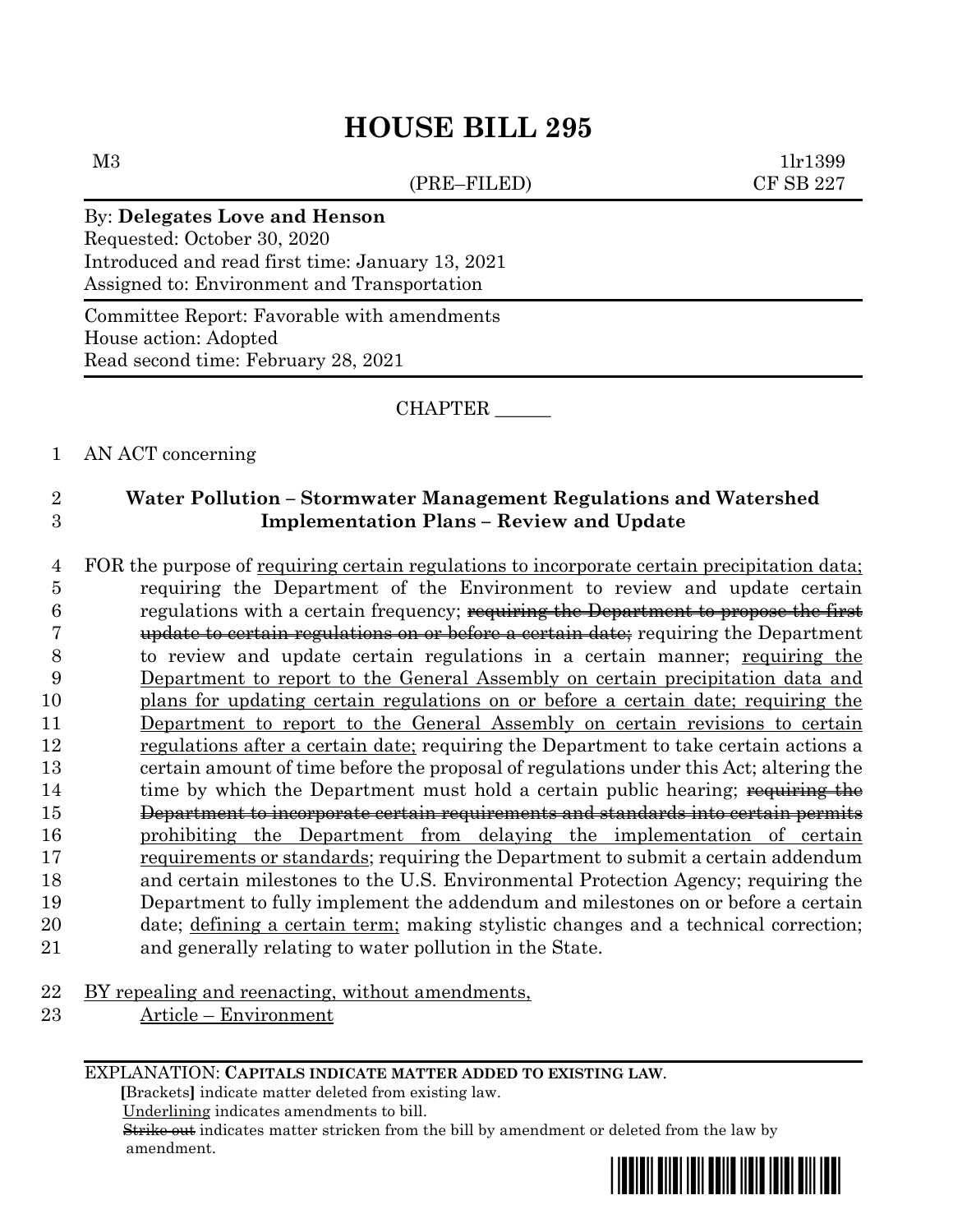# HOUSE BILL 295

M3 (PRE–FILED) 1lr1399
CF SB 227

By: **Delegates Love and Henson**
Requested: October 30, 2020
Introduced and read first time: January 13, 2021
Assigned to: Environment and Transportation

Committee Report: Favorable with amendments
House action: Adopted
Read second time: February 28, 2021

CHAPTER ______

1 AN ACT concerning

2 **Water Pollution – Stormwater Management Regulations and Watershed**
3 **Implementation Plans – Review and Update**

4 FOR the purpose of <u>requiring certain regulations to incorporate certain precipitation data;</u>
5 requiring the Department of the Environment to review and update certain
6 regulations with a certain frequency; ~~requiring the Department to propose the first~~
7 ~~update to certain regulations on or before a certain date;~~ requiring the Department
8 to review and update certain regulations in a certain manner; <u>requiring the</u>
9 <u>Department to report to the General Assembly on certain precipitation data and</u>
10 <u>plans for updating certain regulations on or before a certain date; requiring the</u>
11 <u>Department to report to the General Assembly on certain revisions to certain</u>
12 <u>regulations after a certain date;</u> requiring the Department to take certain actions a
13 certain amount of time before the proposal of regulations under this Act; altering the
14 time by which the Department must hold a certain public hearing; ~~requiring the~~
15 ~~Department to incorporate certain requirements and standards into certain permits~~
16 <u>prohibiting the Department from delaying the implementation of certain</u>
17 <u>requirements or standards</u>; requiring the Department to submit a certain addendum
18 and certain milestones to the U.S. Environmental Protection Agency; requiring the
19 Department to fully implement the addendum and milestones on or before a certain
20 date; <u>defining a certain term;</u> making stylistic changes and a technical correction;
21 and generally relating to water pollution in the State.

22 <u>BY repealing and reenacting, without amendments,</u>
23 <u>Article – Environment</u>

EXPLANATION: **CAPITALS INDICATE MATTER ADDED TO EXISTING LAW.**
**[**Brackets**]** indicate matter deleted from existing law.
<u>Underlining</u> indicates amendments to bill.
~~Strike out~~ indicates matter stricken from the bill by amendment or deleted from the law by amendment.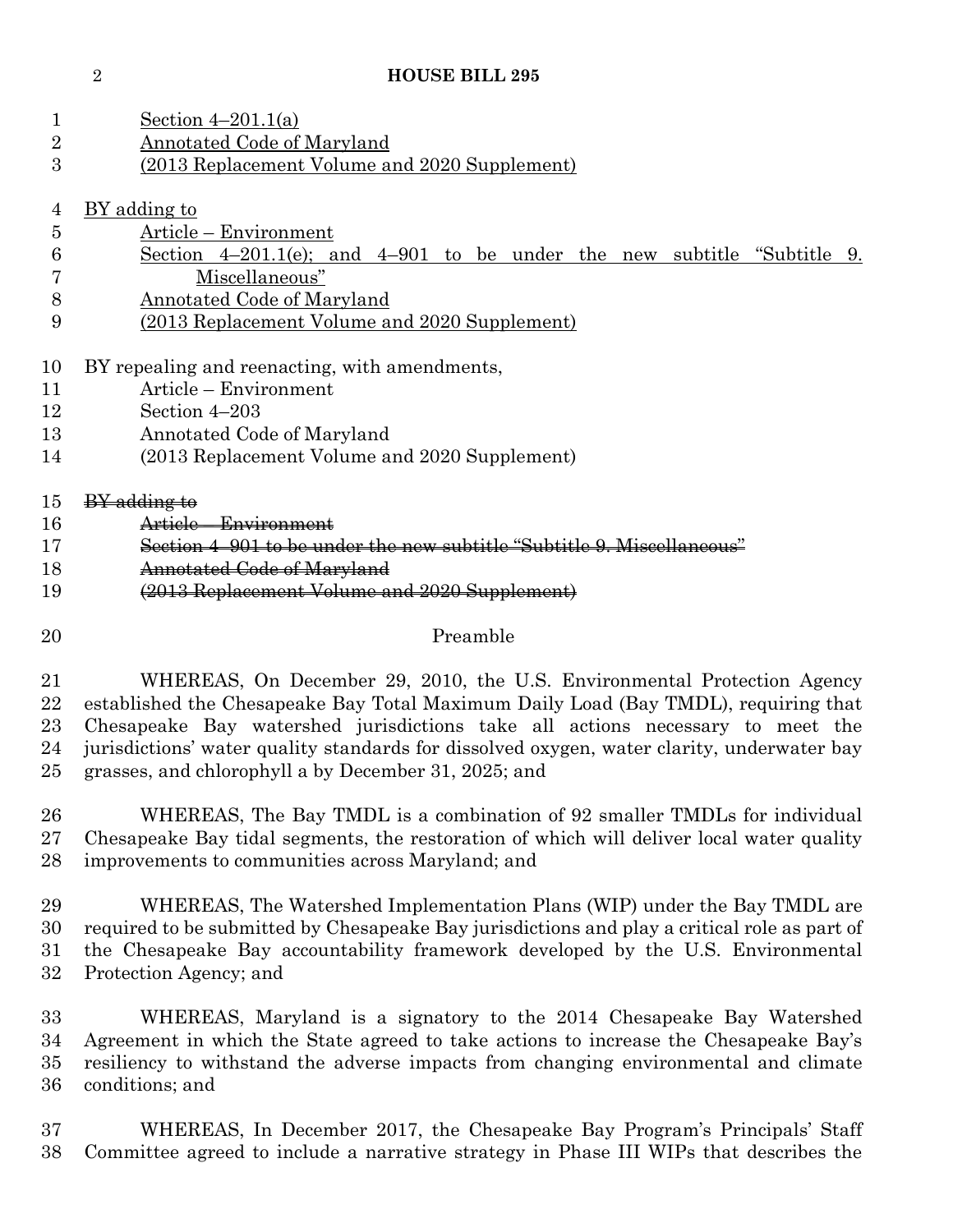Section 4–201.1(a)
Annotated Code of Maryland
(2013 Replacement Volume and 2020 Supplement)

BY adding to
Article – Environment
Section 4–201.1(e); and 4–901 to be under the new subtitle "Subtitle 9. Miscellaneous"
Annotated Code of Maryland
(2013 Replacement Volume and 2020 Supplement)

BY repealing and reenacting, with amendments,
Article – Environment
Section 4–203
Annotated Code of Maryland
(2013 Replacement Volume and 2020 Supplement)

~~BY adding to~~
~~Article – Environment~~
~~Section 4–901 to be under the new subtitle "Subtitle 9. Miscellaneous"~~
~~Annotated Code of Maryland~~
~~(2013 Replacement Volume and 2020 Supplement)~~

Preamble

WHEREAS, On December 29, 2010, the U.S. Environmental Protection Agency established the Chesapeake Bay Total Maximum Daily Load (Bay TMDL), requiring that Chesapeake Bay watershed jurisdictions take all actions necessary to meet the jurisdictions' water quality standards for dissolved oxygen, water clarity, underwater bay grasses, and chlorophyll a by December 31, 2025; and

WHEREAS, The Bay TMDL is a combination of 92 smaller TMDLs for individual Chesapeake Bay tidal segments, the restoration of which will deliver local water quality improvements to communities across Maryland; and

WHEREAS, The Watershed Implementation Plans (WIP) under the Bay TMDL are required to be submitted by Chesapeake Bay jurisdictions and play a critical role as part of the Chesapeake Bay accountability framework developed by the U.S. Environmental Protection Agency; and

WHEREAS, Maryland is a signatory to the 2014 Chesapeake Bay Watershed Agreement in which the State agreed to take actions to increase the Chesapeake Bay's resiliency to withstand the adverse impacts from changing environmental and climate conditions; and

WHEREAS, In December 2017, the Chesapeake Bay Program's Principals' Staff Committee agreed to include a narrative strategy in Phase III WIPs that describes the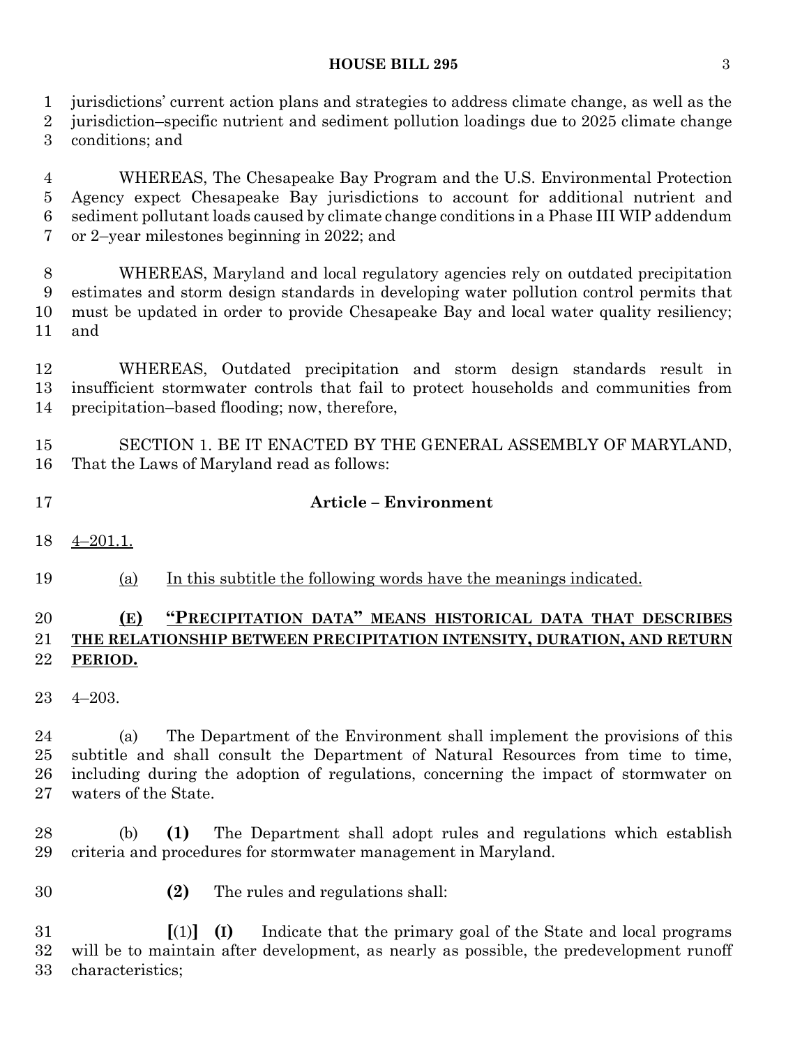jurisdictions' current action plans and strategies to address climate change, as well as the jurisdiction–specific nutrient and sediment pollution loadings due to 2025 climate change conditions; and

WHEREAS, The Chesapeake Bay Program and the U.S. Environmental Protection Agency expect Chesapeake Bay jurisdictions to account for additional nutrient and sediment pollutant loads caused by climate change conditions in a Phase III WIP addendum or 2–year milestones beginning in 2022; and

WHEREAS, Maryland and local regulatory agencies rely on outdated precipitation estimates and storm design standards in developing water pollution control permits that must be updated in order to provide Chesapeake Bay and local water quality resiliency; and

WHEREAS, Outdated precipitation and storm design standards result in insufficient stormwater controls that fail to protect households and communities from precipitation–based flooding; now, therefore,

SECTION 1. BE IT ENACTED BY THE GENERAL ASSEMBLY OF MARYLAND, That the Laws of Maryland read as follows:

**Article – Environment**

4–201.1.

(a) In this subtitle the following words have the meanings indicated.

**(E) "PRECIPITATION DATA" MEANS HISTORICAL DATA THAT DESCRIBES THE RELATIONSHIP BETWEEN PRECIPITATION INTENSITY, DURATION, AND RETURN PERIOD.**

4–203.

(a) The Department of the Environment shall implement the provisions of this subtitle and shall consult the Department of Natural Resources from time to time, including during the adoption of regulations, concerning the impact of stormwater on waters of the State.

(b) **(1)** The Department shall adopt rules and regulations which establish criteria and procedures for stormwater management in Maryland.

**(2)** The rules and regulations shall:

**[**(1)**]** **(I)** Indicate that the primary goal of the State and local programs will be to maintain after development, as nearly as possible, the predevelopment runoff characteristics;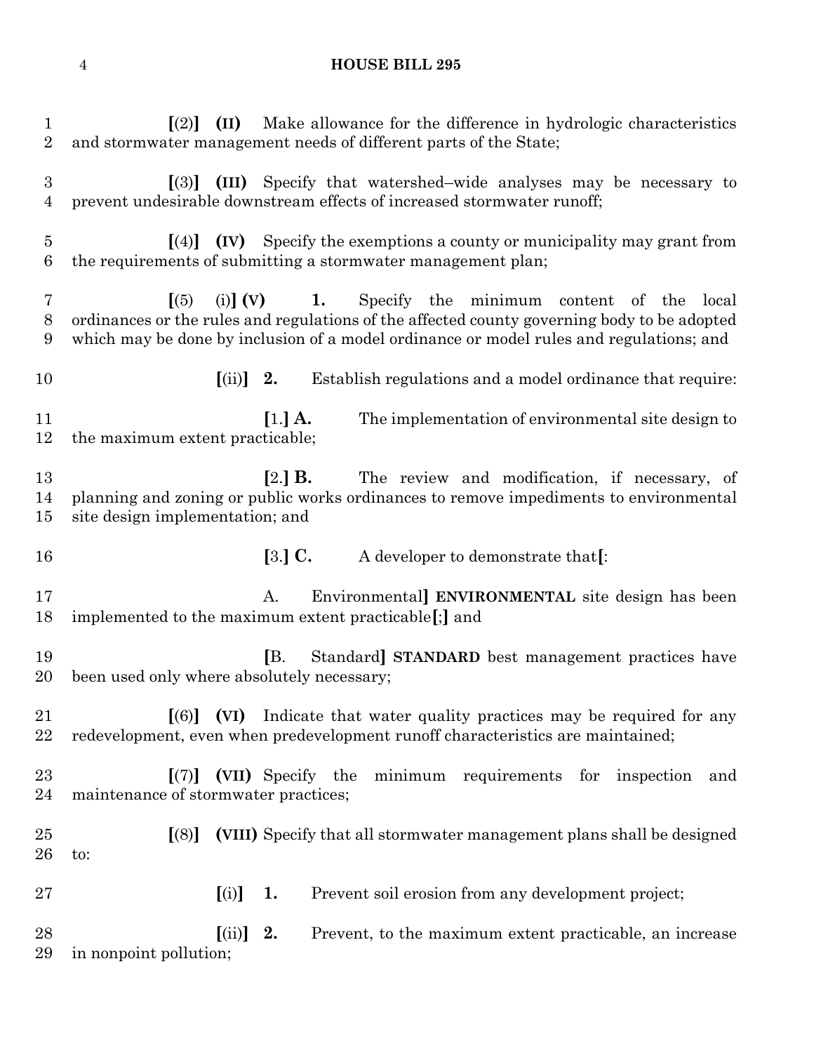**[**(2)**]** **(II)** Make allowance for the difference in hydrologic characteristics and stormwater management needs of different parts of the State;

**[**(3)**]** **(III)** Specify that watershed–wide analyses may be necessary to prevent undesirable downstream effects of increased stormwater runoff;

**[**(4)**]** **(IV)** Specify the exemptions a county or municipality may grant from the requirements of submitting a stormwater management plan;

**[**(5) (i)**]** **(V)** **1.** Specify the minimum content of the local ordinances or the rules and regulations of the affected county governing body to be adopted which may be done by inclusion of a model ordinance or model rules and regulations; and

**[**(ii)**]** **2.** Establish regulations and a model ordinance that require:

**[**1.**]** **A.** The implementation of environmental site design to the maximum extent practicable;

**[**2.**]** **B.** The review and modification, if necessary, of planning and zoning or public works ordinances to remove impediments to environmental site design implementation; and

**[**3.**]** **C.** A developer to demonstrate that**[**:

A. Environmental**]** **ENVIRONMENTAL** site design has been implemented to the maximum extent practicable**[**;**]** and

**[**B. Standard**]** **STANDARD** best management practices have been used only where absolutely necessary;

**[**(6)**]** **(VI)** Indicate that water quality practices may be required for any redevelopment, even when predevelopment runoff characteristics are maintained;

**[**(7)**]** **(VII)** Specify the minimum requirements for inspection and maintenance of stormwater practices;

**[**(8)**]** **(VIII)** Specify that all stormwater management plans shall be designed to:

**[**(i)**]** **1.** Prevent soil erosion from any development project;

**[**(ii)**]** **2.** Prevent, to the maximum extent practicable, an increase in nonpoint pollution;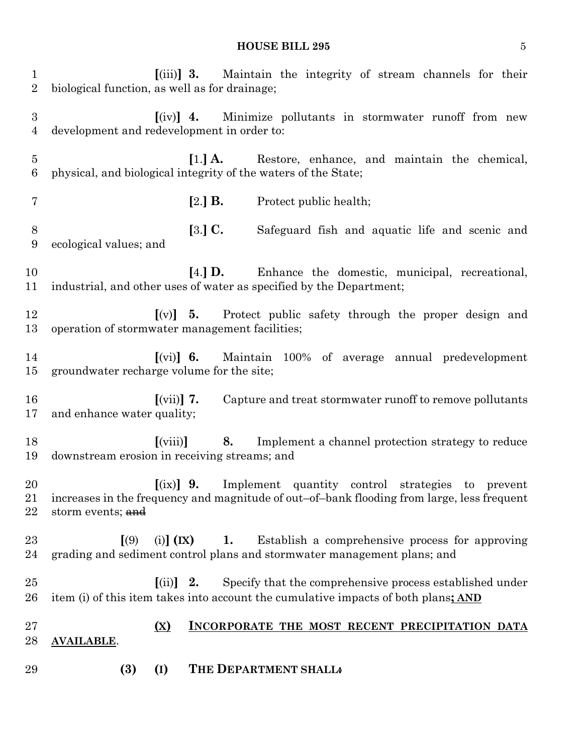[(iii)] **3.** Maintain the integrity of stream channels for their biological function, as well as for drainage;

[(iv)] **4.** Minimize pollutants in stormwater runoff from new development and redevelopment in order to:

[1.] **A.** Restore, enhance, and maintain the chemical, physical, and biological integrity of the waters of the State;

[2.] **B.** Protect public health;

[3.] **C.** Safeguard fish and aquatic life and scenic and ecological values; and

[4.] **D.** Enhance the domestic, municipal, recreational, industrial, and other uses of water as specified by the Department;

[(v)] **5.** Protect public safety through the proper design and operation of stormwater management facilities;

[(vi)] **6.** Maintain 100% of average annual predevelopment groundwater recharge volume for the site;

[(vii)] **7.** Capture and treat stormwater runoff to remove pollutants and enhance water quality;

[(viii)] **8.** Implement a channel protection strategy to reduce downstream erosion in receiving streams; and

[(ix)] **9.** Implement quantity control strategies to prevent increases in the frequency and magnitude of out–of–bank flooding from large, less frequent storm events; ~~and~~

[(9) (i)] **(IX)** **1.** Establish a comprehensive process for approving grading and sediment control plans and stormwater management plans; and

[(ii)] **2.** Specify that the comprehensive process established under item (i) of this item takes into account the cumulative impacts of both plans**; AND**

**(X)** **INCORPORATE THE MOST RECENT PRECIPITATION DATA AVAILABLE**.

**(3)** **(I)** **THE DEPARTMENT SHALL~~:~~**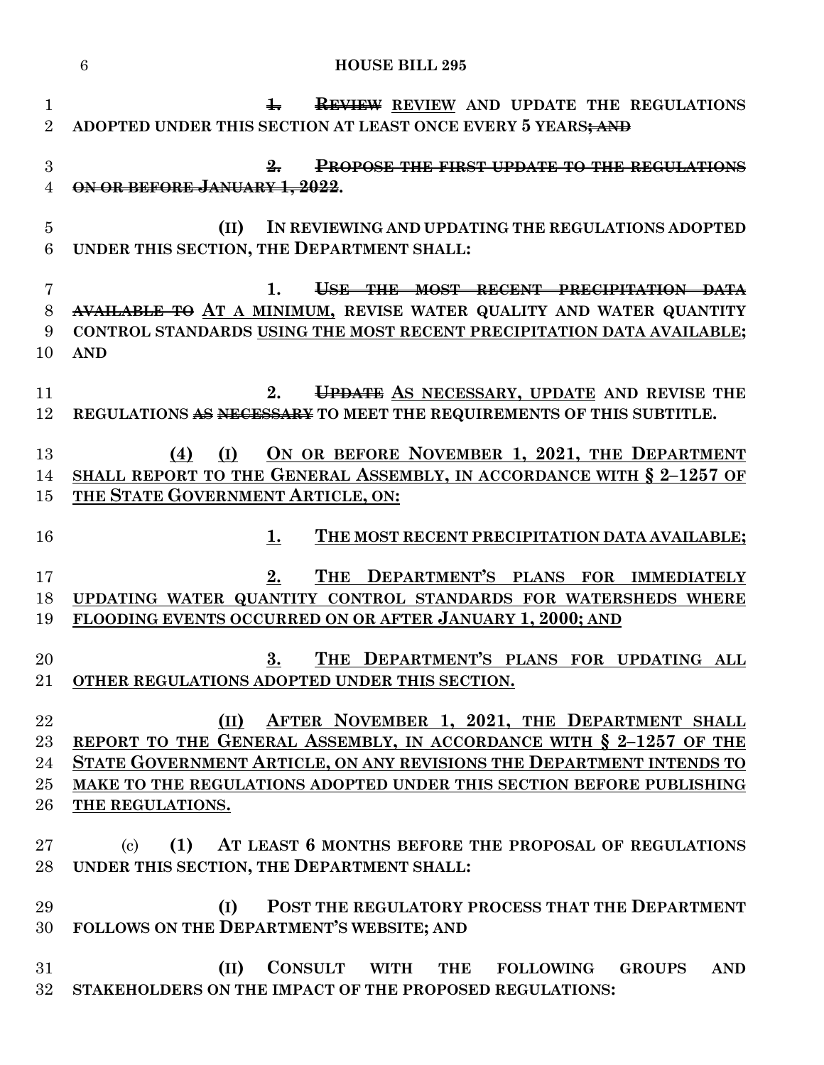1. ~~REVIEW~~ REVIEW AND UPDATE THE REGULATIONS ADOPTED UNDER THIS SECTION AT LEAST ONCE EVERY 5 YEARS~~; AND~~

~~2. PROPOSE THE FIRST UPDATE TO THE REGULATIONS ON OR BEFORE JANUARY 1, 2022~~.

(II) IN REVIEWING AND UPDATING THE REGULATIONS ADOPTED UNDER THIS SECTION, THE DEPARTMENT SHALL:

1. ~~USE THE MOST RECENT PRECIPITATION DATA AVAILABLE TO~~ AT A MINIMUM, REVISE WATER QUALITY AND WATER QUANTITY CONTROL STANDARDS USING THE MOST RECENT PRECIPITATION DATA AVAILABLE; AND

2. ~~UPDATE~~ AS NECESSARY, UPDATE AND REVISE THE REGULATIONS ~~AS NECESSARY~~ TO MEET THE REQUIREMENTS OF THIS SUBTITLE.

(4) (I) ON OR BEFORE NOVEMBER 1, 2021, THE DEPARTMENT SHALL REPORT TO THE GENERAL ASSEMBLY, IN ACCORDANCE WITH § 2–1257 OF THE STATE GOVERNMENT ARTICLE, ON:

1. THE MOST RECENT PRECIPITATION DATA AVAILABLE;

2. THE DEPARTMENT'S PLANS FOR IMMEDIATELY UPDATING WATER QUANTITY CONTROL STANDARDS FOR WATERSHEDS WHERE FLOODING EVENTS OCCURRED ON OR AFTER JANUARY 1, 2000; AND

3. THE DEPARTMENT'S PLANS FOR UPDATING ALL OTHER REGULATIONS ADOPTED UNDER THIS SECTION.

(II) AFTER NOVEMBER 1, 2021, THE DEPARTMENT SHALL REPORT TO THE GENERAL ASSEMBLY, IN ACCORDANCE WITH § 2–1257 OF THE STATE GOVERNMENT ARTICLE, ON ANY REVISIONS THE DEPARTMENT INTENDS TO MAKE TO THE REGULATIONS ADOPTED UNDER THIS SECTION BEFORE PUBLISHING THE REGULATIONS.

(c) (1) AT LEAST 6 MONTHS BEFORE THE PROPOSAL OF REGULATIONS UNDER THIS SECTION, THE DEPARTMENT SHALL:

(I) POST THE REGULATORY PROCESS THAT THE DEPARTMENT FOLLOWS ON THE DEPARTMENT'S WEBSITE; AND

(II) CONSULT WITH THE FOLLOWING GROUPS AND STAKEHOLDERS ON THE IMPACT OF THE PROPOSED REGULATIONS: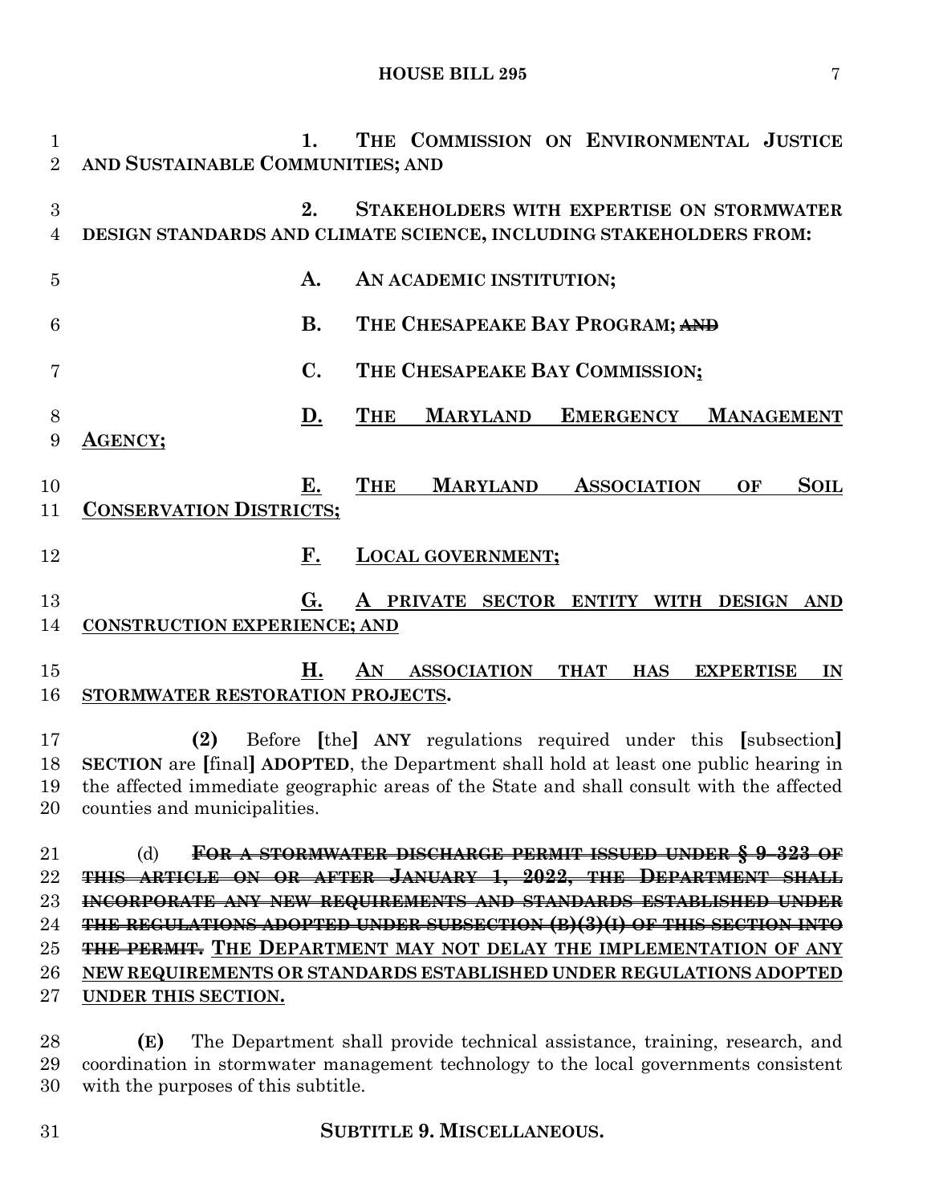1. THE COMMISSION ON ENVIRONMENTAL JUSTICE AND SUSTAINABLE COMMUNITIES; AND

2. STAKEHOLDERS WITH EXPERTISE ON STORMWATER DESIGN STANDARDS AND CLIMATE SCIENCE, INCLUDING STAKEHOLDERS FROM:

A. AN ACADEMIC INSTITUTION;

B. THE CHESAPEAKE BAY PROGRAM; ~~AND~~

C. THE CHESAPEAKE BAY COMMISSION;

D. THE MARYLAND EMERGENCY MANAGEMENT AGENCY;

E. THE MARYLAND ASSOCIATION OF SOIL CONSERVATION DISTRICTS;

F. LOCAL GOVERNMENT;

G. A PRIVATE SECTOR ENTITY WITH DESIGN AND CONSTRUCTION EXPERIENCE; AND

H. AN ASSOCIATION THAT HAS EXPERTISE IN STORMWATER RESTORATION PROJECTS.

**(2)** Before [the] **ANY** regulations required under this [subsection] **SECTION** are [final] **ADOPTED**, the Department shall hold at least one public hearing in the affected immediate geographic areas of the State and shall consult with the affected counties and municipalities.

(d) ~~**FOR A STORMWATER DISCHARGE PERMIT ISSUED UNDER § 9–323 OF THIS ARTICLE ON OR AFTER JANUARY 1, 2022, THE DEPARTMENT SHALL INCORPORATE ANY NEW REQUIREMENTS AND STANDARDS ESTABLISHED UNDER THE REGULATIONS ADOPTED UNDER SUBSECTION (B)(3)(I) OF THIS SECTION INTO THE PERMIT.**~~ **THE DEPARTMENT MAY NOT DELAY THE IMPLEMENTATION OF ANY NEW REQUIREMENTS OR STANDARDS ESTABLISHED UNDER REGULATIONS ADOPTED UNDER THIS SECTION.**

**(E)** The Department shall provide technical assistance, training, research, and coordination in stormwater management technology to the local governments consistent with the purposes of this subtitle.

**SUBTITLE 9. MISCELLANEOUS.**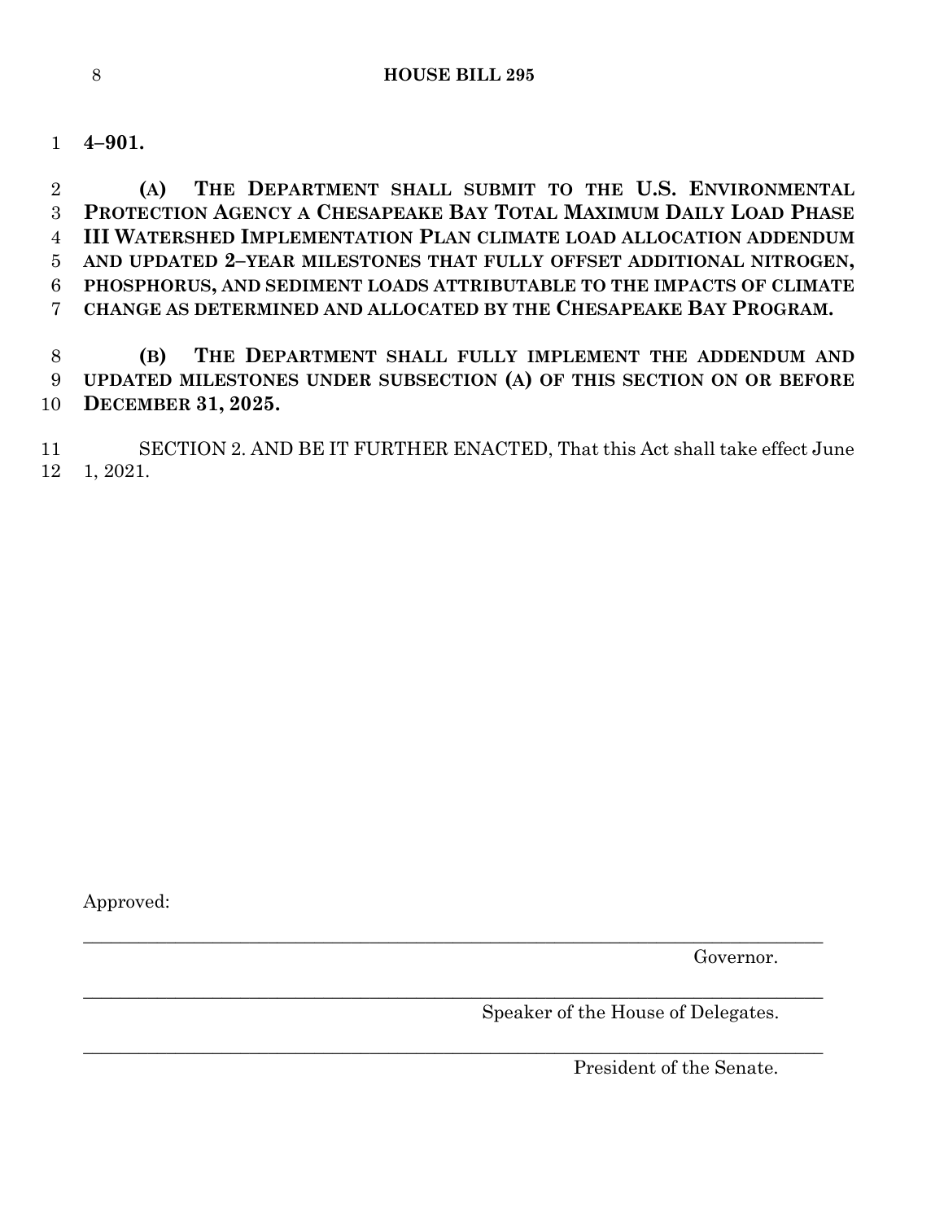**4–901.**

**(A) THE DEPARTMENT SHALL SUBMIT TO THE U.S. ENVIRONMENTAL PROTECTION AGENCY A CHESAPEAKE BAY TOTAL MAXIMUM DAILY LOAD PHASE III WATERSHED IMPLEMENTATION PLAN CLIMATE LOAD ALLOCATION ADDENDUM AND UPDATED 2–YEAR MILESTONES THAT FULLY OFFSET ADDITIONAL NITROGEN, PHOSPHORUS, AND SEDIMENT LOADS ATTRIBUTABLE TO THE IMPACTS OF CLIMATE CHANGE AS DETERMINED AND ALLOCATED BY THE CHESAPEAKE BAY PROGRAM.**

**(B) THE DEPARTMENT SHALL FULLY IMPLEMENT THE ADDENDUM AND UPDATED MILESTONES UNDER SUBSECTION (A) OF THIS SECTION ON OR BEFORE DECEMBER 31, 2025.**

SECTION 2. AND BE IT FURTHER ENACTED, That this Act shall take effect June 1, 2021.

Approved:

\_\_\_\_\_\_\_\_\_\_\_\_\_\_\_\_\_\_\_\_\_\_\_\_\_\_\_\_\_\_\_\_\_\_\_\_\_\_\_\_\_\_\_\_\_\_\_\_\_\_\_\_\_\_\_\_\_\_\_\_\_\_\_\_\_\_\_\_\_\_\_\_\_\_

Governor.

\_\_\_\_\_\_\_\_\_\_\_\_\_\_\_\_\_\_\_\_\_\_\_\_\_\_\_\_\_\_\_\_\_\_\_\_\_\_\_\_\_\_\_\_\_\_\_\_\_\_\_\_\_\_\_\_\_\_\_\_\_\_\_\_\_\_\_\_\_\_\_\_\_\_

Speaker of the House of Delegates.

\_\_\_\_\_\_\_\_\_\_\_\_\_\_\_\_\_\_\_\_\_\_\_\_\_\_\_\_\_\_\_\_\_\_\_\_\_\_\_\_\_\_\_\_\_\_\_\_\_\_\_\_\_\_\_\_\_\_\_\_\_\_\_\_\_\_\_\_\_\_\_\_\_\_

President of the Senate.